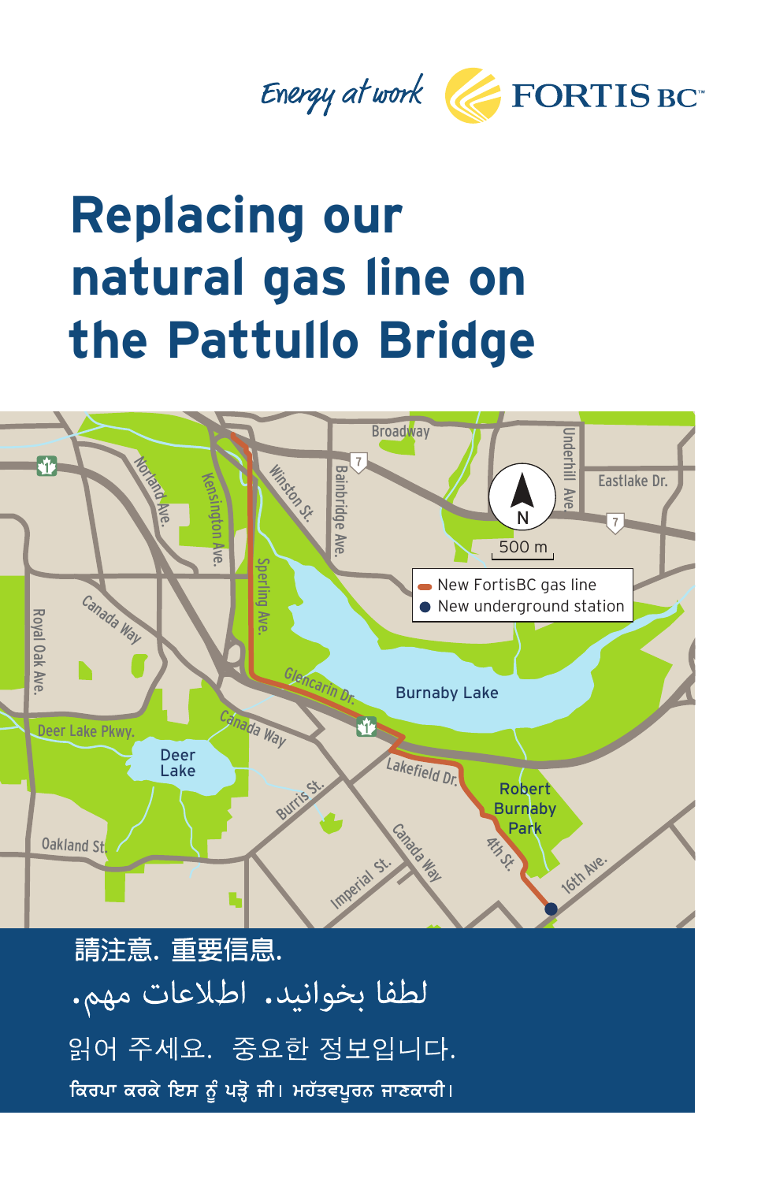Energy at work FORTIS BC™

# Replacing our natural gas line on the Pattullo Bridge

- New FortisBC gas line
- New underground station

請注意. 重要信息.

لطفا بخوانید. اطلاعات مهم.

읽어 주세요. 중요한 정보입니다.

ਕਿਰਪਾ ਕਰਕੇ ਇਸ ਨੂੰ ਪੜ੍ਹੋ ਜੀ। ਮਹੱਤਵਪੂਰਨ ਜਾਣਕਾਰੀ।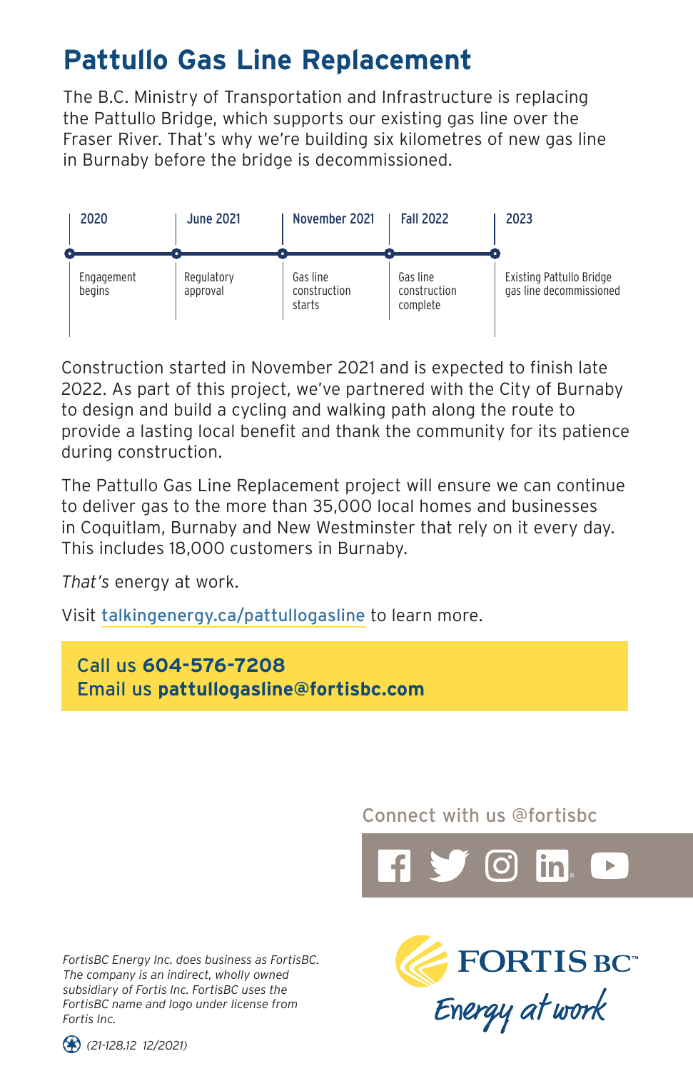# Pattullo Gas Line Replacement

The B.C. Ministry of Transportation and Infrastructure is replacing the Pattullo Bridge, which supports our existing gas line over the Fraser River. That's why we're building six kilometres of new gas line in Burnaby before the bridge is decommissioned.

2020
Engagement begins

June 2021
Regulatory approval

November 2021
Gas line construction starts

Fall 2022
Gas line construction complete

2023
Existing Pattullo Bridge gas line decommissioned

Construction started in November 2021 and is expected to finish late 2022. As part of this project, we've partnered with the City of Burnaby to design and build a cycling and walking path along the route to provide a lasting local benefit and thank the community for its patience during construction.

The Pattullo Gas Line Replacement project will ensure we can continue to deliver gas to the more than 35,000 local homes and businesses in Coquitlam, Burnaby and New Westminster that rely on it every day. This includes 18,000 customers in Burnaby.

*That's* energy at work.

Visit talkingenergy.ca/pattullogasline to learn more.

Call us **604-576-7208**
Email us **pattullogasline@fortisbc.com**

Connect with us @fortisbc

FORTIS BC™
Energy at work

*FortisBC Energy Inc. does business as FortisBC. The company is an indirect, wholly owned subsidiary of Fortis Inc. FortisBC uses the FortisBC name and logo under license from Fortis Inc.*

*(21-128.12 12/2021)*